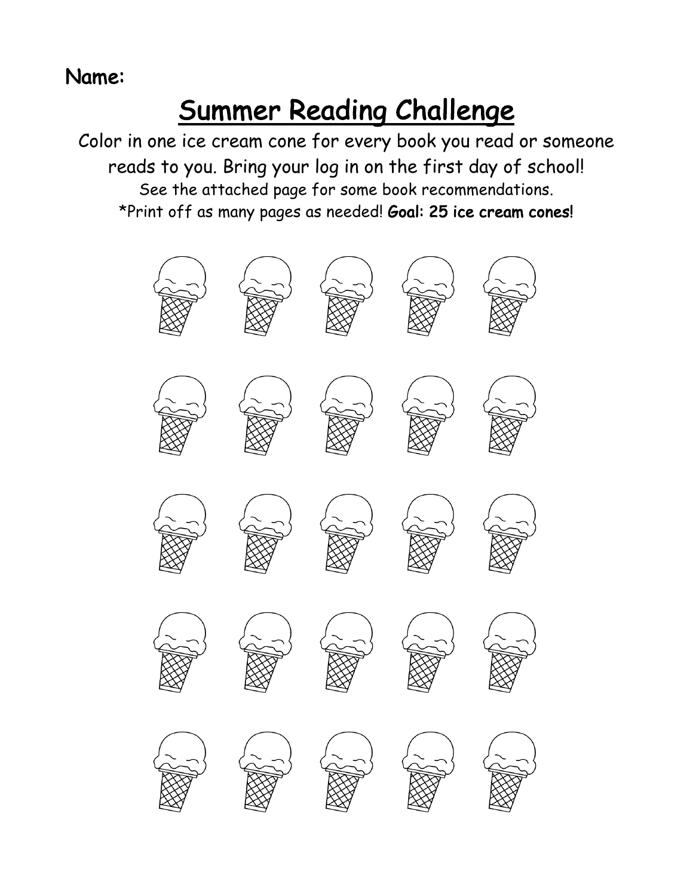Name:

# Summer Reading Challenge

Color in one ice cream cone for every book you read or someone reads to you. Bring your log in on the first day of school!

See the attached page for some book recommendations.

*Print off as many pages as needed! **Goal: 25 ice cream cones!**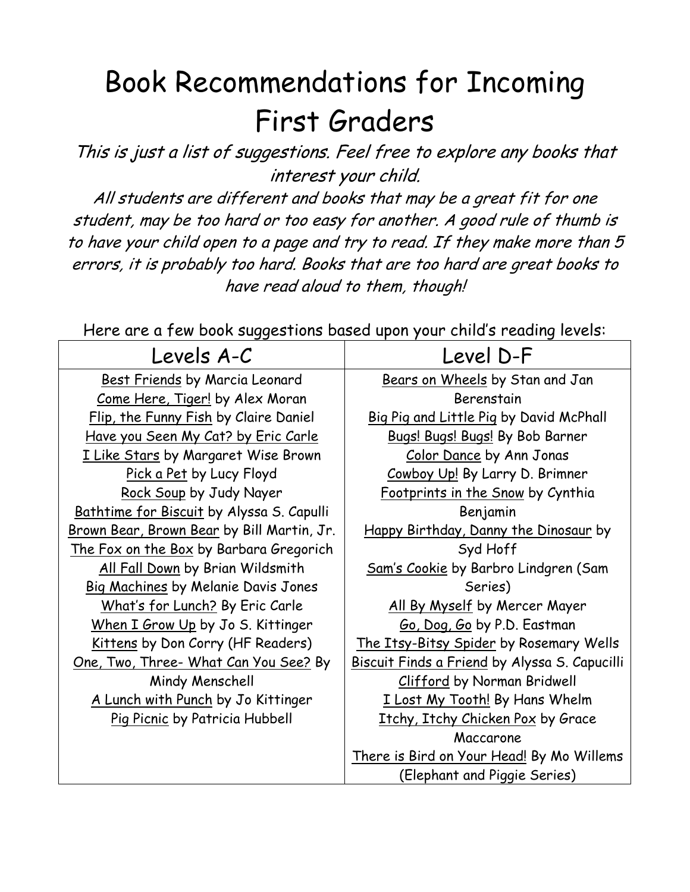# Book Recommendations for Incoming First Graders

*This is just a list of suggestions. Feel free to explore any books that interest your child.*

*All students are different and books that may be a great fit for one student, may be too hard or too easy for another. A good rule of thumb is to have your child open to a page and try to read. If they make more than 5 errors, it is probably too hard. Books that are too hard are great books to have read aloud to them, though!*

Here are a few book suggestions based upon your child's reading levels:

| Levels A-C | Level D-F |
|---|---|
| <u>Best Friends</u> by Marcia Leonard | <u>Bears on Wheels</u> by Stan and Jan Berenstain |
| <u>Come Here, Tiger!</u> by Alex Moran | <u>Big Pig and Little Pig</u> by David McPhall |
| <u>Flip, the Funny Fish</u> by Claire Daniel | <u>Bugs! Bugs! Bugs!</u> By Bob Barner |
| <u>Have you Seen My Cat? by Eric Carle</u> | <u>Color Dance</u> by Ann Jonas |
| <u>I Like Stars</u> by Margaret Wise Brown | <u>Cowboy Up!</u> By Larry D. Brimner |
| <u>Pick a Pet</u> by Lucy Floyd | <u>Footprints in the Snow</u> by Cynthia Benjamin |
| <u>Rock Soup</u> by Judy Nayer | <u>Happy Birthday, Danny the Dinosaur</u> by Syd Hoff |
| <u>Bathtime for Biscuit</u> by Alyssa S. Capulli | <u>Sam's Cookie</u> by Barbro Lindgren (Sam Series) |
| <u>Brown Bear, Brown Bear</u> by Bill Martin, Jr. | <u>All By Myself</u> by Mercer Mayer |
| <u>The Fox on the Box</u> by Barbara Gregorich | <u>Go, Dog, Go</u> by P.D. Eastman |
| <u>All Fall Down</u> by Brian Wildsmith | <u>The Itsy-Bitsy Spider</u> by Rosemary Wells |
| <u>Big Machines</u> by Melanie Davis Jones | <u>Biscuit Finds a Friend</u> by Alyssa S. Capucilli |
| <u>What's for Lunch?</u> By Eric Carle | <u>Clifford</u> by Norman Bridwell |
| <u>When I Grow Up</u> by Jo S. Kittinger | <u>I Lost My Tooth!</u> By Hans Whelm |
| <u>Kittens</u> by Don Corry (HF Readers) | <u>Itchy, Itchy Chicken Pox</u> by Grace Maccarone |
| <u>One, Two, Three- What Can You See?</u> By Mindy Menschell | <u>There is Bird on Your Head!</u> By Mo Willems (Elephant and Piggie Series) |
| <u>A Lunch with Punch</u> by Jo Kittinger | |
| <u>Pig Picnic</u> by Patricia Hubbell | |